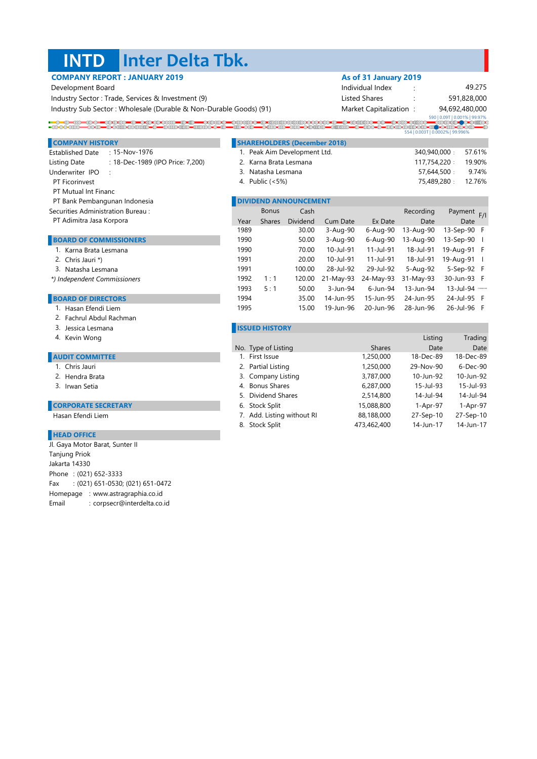# INTD Inter Delta Tbk.

**COMPANY REPORT : JANUARY 2019**

Development Board
Industry Sector : Trade, Services & Investment (9)
Industry Sub Sector : Wholesale (Durable & Non-Durable Goods) (91)

**As of 31 January 2019**

| | | |
|---|---|---|
| Individual Index | : | 49.275 |
| Listed Shares | : | 591,828,000 |
| Market Capitalization | : | 94,692,480,000 |

590 | 0.09T | 0.001% | 99.97%
554 | 0.003T | 0.0002% | 99.996%

## COMPANY HISTORY

Established Date : 15-Nov-1976
Listing Date : 18-Dec-1989 (IPO Price: 7,200)
Underwriter IPO :
PT Ficorinvest
PT Mutual Int Financ
PT Bank Pembangunan Indonesia
Securities Administration Bureau :
PT Adimitra Jasa Korpora

## BOARD OF COMMISSIONERS

1. Karna Brata Lesmana
2. Chris Jauri *)
3. Natasha Lesmana

*) Independent Commissioners*

## BOARD OF DIRECTORS

1. Hasan Efendi Liem
2. Fachrul Abdul Rachman
3. Jessica Lesmana
4. Kevin Wong

## AUDIT COMMITTEE

1. Chris Jauri
2. Hendra Brata
3. Irwan Setia

## CORPORATE SECRETARY

Hasan Efendi Liem

## HEAD OFFICE

Jl. Gaya Motor Barat, Sunter II
Tanjung Priok
Jakarta 14330
Phone : (021) 652-3333
Fax : (021) 651-0530; (021) 651-0472
Homepage : www.astragraphia.co.id
Email : corpsecr@interdelta.co.id

## SHAREHOLDERS (December 2018)

| No. | Shareholder | Shares | % |
|---|---|---|---|
| 1. | Peak Aim Development Ltd. | 340,940,000 | 57.61% |
| 2. | Karna Brata Lesmana | 117,754,220 | 19.90% |
| 3. | Natasha Lesmana | 57,644,500 | 9.74% |
| 4. | Public (<5%) | 75,489,280 | 12.76% |

## DIVIDEND ANNOUNCEMENT

| Year | Bonus Shares | Cash Dividend | Cum Date | Ex Date | Recording Date | Payment Date | F/I |
|---|---|---|---|---|---|---|---|
| 1989 | | 30.00 | 3-Aug-90 | 6-Aug-90 | 13-Aug-90 | 13-Sep-90 | F |
| 1990 | | 50.00 | 3-Aug-90 | 6-Aug-90 | 13-Aug-90 | 13-Sep-90 | I |
| 1990 | | 70.00 | 10-Jul-91 | 11-Jul-91 | 18-Jul-91 | 19-Aug-91 | F |
| 1991 | | 20.00 | 10-Jul-91 | 11-Jul-91 | 18-Jul-91 | 19-Aug-91 | I |
| 1991 | | 100.00 | 28-Jul-92 | 29-Jul-92 | 5-Aug-92 | 5-Sep-92 | F |
| 1992 | 1 : 1 | 120.00 | 21-May-93 | 24-May-93 | 31-May-93 | 30-Jun-93 | F |
| 1993 | 5 : 1 | 50.00 | 3-Jun-94 | 6-Jun-94 | 13-Jun-94 | 13-Jul-94 | |
| 1994 | | 35.00 | 14-Jun-95 | 15-Jun-95 | 24-Jun-95 | 24-Jul-95 | F |
| 1995 | | 15.00 | 19-Jun-96 | 20-Jun-96 | 28-Jun-96 | 26-Jul-96 | F |

## ISSUED HISTORY

| No. | Type of Listing | Shares | Listing Date | Trading Date |
|---|---|---|---|---|
| 1. | First Issue | 1,250,000 | 18-Dec-89 | 18-Dec-89 |
| 2. | Partial Listing | 1,250,000 | 29-Nov-90 | 6-Dec-90 |
| 3. | Company Listing | 3,787,000 | 10-Jun-92 | 10-Jun-92 |
| 4. | Bonus Shares | 6,287,000 | 15-Jul-93 | 15-Jul-93 |
| 5. | Dividend Shares | 2,514,800 | 14-Jul-94 | 14-Jul-94 |
| 6. | Stock Split | 15,088,800 | 1-Apr-97 | 1-Apr-97 |
| 7. | Add. Listing without RI | 88,188,000 | 27-Sep-10 | 27-Sep-10 |
| 8. | Stock Split | 473,462,400 | 14-Jun-17 | 14-Jun-17 |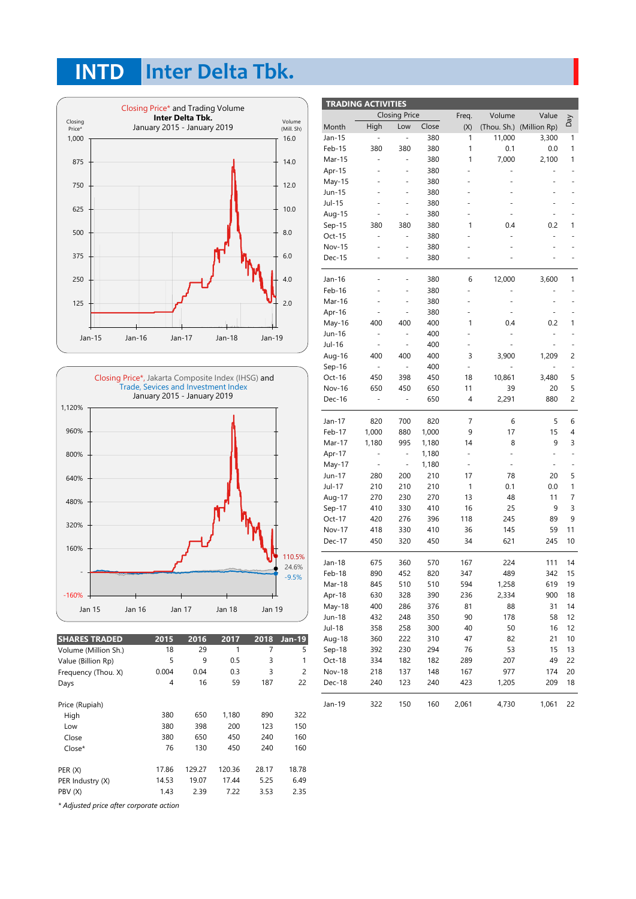# INTD Inter Delta Tbk.

Closing Price* and Trading Volume
**Inter Delta Tbk.**
January 2015 - January 2019

Closing Price*, Jakarta Composite Index (IHSG) and Trade, Sevices and Investment Index
January 2015 - January 2019

| SHARES TRADED | 2015 | 2016 | 2017 | 2018 | Jan-19 |
|---|---|---|---|---|---|
| Volume (Million Sh.) | 18 | 29 | 1 | 7 | 5 |
| Value (Billion Rp) | 5 | 9 | 0.5 | 3 | 1 |
| Frequency (Thou. X) | 0.004 | 0.04 | 0.3 | 3 | 2 |
| Days | 4 | 16 | 59 | 187 | 22 |
| | | | | | |
| Price (Rupiah) | | | | | |
| High | 380 | 650 | 1,180 | 890 | 322 |
| Low | 380 | 398 | 200 | 123 | 150 |
| Close | 380 | 650 | 450 | 240 | 160 |
| Close* | 76 | 130 | 450 | 240 | 160 |
| | | | | | |
| PER (X) | 17.86 | 129.27 | 120.36 | 28.17 | 18.78 |
| PER Industry (X) | 14.53 | 19.07 | 17.44 | 5.25 | 6.49 |
| PBV (X) | 1.43 | 2.39 | 7.22 | 3.53 | 2.35 |

*\* Adjusted price after corporate action*

**TRADING ACTIVITIES**

| Month | Closing Price High | Low | Close | Freq. (X) | Volume (Thou. Sh.) | Value (Million Rp) | Day |
|---|---|---|---|---|---|---|---|
| Jan-15 | - | - | 380 | 1 | 11,000 | 3,300 | 1 |
| Feb-15 | 380 | 380 | 380 | 1 | 0.1 | 0.0 | 1 |
| Mar-15 | - | - | 380 | 1 | 7,000 | 2,100 | 1 |
| Apr-15 | - | - | 380 | - | - | - | - |
| May-15 | - | - | 380 | - | - | - | - |
| Jun-15 | - | - | 380 | - | - | - | - |
| Jul-15 | - | - | 380 | - | - | - | - |
| Aug-15 | - | - | 380 | - | - | - | - |
| Sep-15 | 380 | 380 | 380 | 1 | 0.4 | 0.2 | 1 |
| Oct-15 | - | - | 380 | - | - | - | - |
| Nov-15 | - | - | 380 | - | - | - | - |
| Dec-15 | - | - | 380 | - | - | - | - |
| Jan-16 | - | - | 380 | 6 | 12,000 | 3,600 | 1 |
| Feb-16 | - | - | 380 | - | - | - | - |
| Mar-16 | - | - | 380 | - | - | - | - |
| Apr-16 | - | - | 380 | - | - | - | - |
| May-16 | 400 | 400 | 400 | 1 | 0.4 | 0.2 | 1 |
| Jun-16 | - | - | 400 | - | - | - | - |
| Jul-16 | - | - | 400 | - | - | - | - |
| Aug-16 | 400 | 400 | 400 | 3 | 3,900 | 1,209 | 2 |
| Sep-16 | - | - | 400 | - | - | - | - |
| Oct-16 | 450 | 398 | 450 | 18 | 10,861 | 3,480 | 5 |
| Nov-16 | 650 | 450 | 650 | 11 | 39 | 20 | 5 |
| Dec-16 | - | - | 650 | 4 | 2,291 | 880 | 2 |
| Jan-17 | 820 | 700 | 820 | 7 | 6 | 5 | 6 |
| Feb-17 | 1,000 | 880 | 1,000 | 9 | 17 | 15 | 4 |
| Mar-17 | 1,180 | 995 | 1,180 | 14 | 8 | 9 | 3 |
| Apr-17 | - | - | 1,180 | - | - | - | - |
| May-17 | - | - | 1,180 | - | - | - | - |
| Jun-17 | 280 | 200 | 210 | 17 | 78 | 20 | 5 |
| Jul-17 | 210 | 210 | 210 | 1 | 0.1 | 0.0 | 1 |
| Aug-17 | 270 | 230 | 270 | 13 | 48 | 11 | 7 |
| Sep-17 | 410 | 330 | 410 | 16 | 25 | 9 | 3 |
| Oct-17 | 420 | 276 | 396 | 118 | 245 | 89 | 9 |
| Nov-17 | 418 | 330 | 410 | 36 | 145 | 59 | 11 |
| Dec-17 | 450 | 320 | 450 | 34 | 621 | 245 | 10 |
| Jan-18 | 675 | 360 | 570 | 167 | 224 | 111 | 14 |
| Feb-18 | 890 | 452 | 820 | 347 | 489 | 342 | 15 |
| Mar-18 | 845 | 510 | 510 | 594 | 1,258 | 619 | 19 |
| Apr-18 | 630 | 328 | 390 | 236 | 2,334 | 900 | 18 |
| May-18 | 400 | 286 | 376 | 81 | 88 | 31 | 14 |
| Jun-18 | 432 | 248 | 350 | 90 | 178 | 58 | 12 |
| Jul-18 | 358 | 258 | 300 | 40 | 50 | 16 | 12 |
| Aug-18 | 360 | 222 | 310 | 47 | 82 | 21 | 10 |
| Sep-18 | 392 | 230 | 294 | 76 | 53 | 15 | 13 |
| Oct-18 | 334 | 182 | 182 | 289 | 207 | 49 | 22 |
| Nov-18 | 218 | 137 | 148 | 167 | 977 | 174 | 20 |
| Dec-18 | 240 | 123 | 240 | 423 | 1,205 | 209 | 18 |
| Jan-19 | 322 | 150 | 160 | 2,061 | 4,730 | 1,061 | 22 |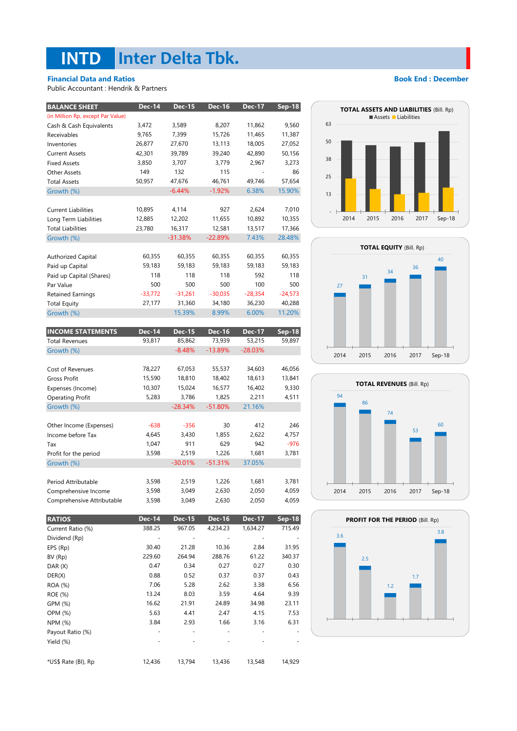# INTD Inter Delta Tbk.

**Financial Data and Ratios**

Public Accountant : Hendrik & Partners

**Book End : December**

| BALANCE SHEET | Dec-14 | Dec-15 | Dec-16 | Dec-17 | Sep-18 |
|---|---|---|---|---|---|
| (in Million Rp, except Par Value) | | | | | |
| Cash & Cash Equivalents | 3,472 | 3,589 | 8,207 | 11,862 | 9,560 |
| Receivables | 9,765 | 7,399 | 15,726 | 11,465 | 11,387 |
| Inventories | 26,877 | 27,670 | 13,113 | 18,005 | 27,052 |
| Current Assets | 42,301 | 39,789 | 39,240 | 42,890 | 50,156 |
| Fixed Assets | 3,850 | 3,707 | 3,779 | 2,967 | 3,273 |
| Other Assets | 149 | 132 | 115 | - | 86 |
| Total Assets | 50,957 | 47,676 | 46,761 | 49,746 | 57,654 |
| Growth (%) | | -6.44% | -1.92% | 6.38% | 15.90% |
| | | | | | |
| Current Liabilities | 10,895 | 4,114 | 927 | 2,624 | 7,010 |
| Long Term Liabilities | 12,885 | 12,202 | 11,655 | 10,892 | 10,355 |
| Total Liabilities | 23,780 | 16,317 | 12,581 | 13,517 | 17,366 |
| Growth (%) | | -31.38% | -22.89% | 7.43% | 28.48% |
| | | | | | |
| Authorized Capital | 60,355 | 60,355 | 60,355 | 60,355 | 60,355 |
| Paid up Capital | 59,183 | 59,183 | 59,183 | 59,183 | 59,183 |
| Paid up Capital (Shares) | 118 | 118 | 118 | 592 | 118 |
| Par Value | 500 | 500 | 500 | 100 | 500 |
| Retained Earnings | -33,772 | -31,261 | -30,035 | -28,354 | -24,573 |
| Total Equity | 27,177 | 31,360 | 34,180 | 36,230 | 40,288 |
| Growth (%) | | 15.39% | 8.99% | 6.00% | 11.20% |

| INCOME STATEMENTS | Dec-14 | Dec-15 | Dec-16 | Dec-17 | Sep-18 |
|---|---|---|---|---|---|
| Total Revenues | 93,817 | 85,862 | 73,939 | 53,215 | 59,897 |
| Growth (%) | | -8.48% | -13.89% | -28.03% | |
| | | | | | |
| Cost of Revenues | 78,227 | 67,053 | 55,537 | 34,603 | 46,056 |
| Gross Profit | 15,590 | 18,810 | 18,402 | 18,613 | 13,841 |
| Expenses (Income) | 10,307 | 15,024 | 16,577 | 16,402 | 9,330 |
| Operating Profit | 5,283 | 3,786 | 1,825 | 2,211 | 4,511 |
| Growth (%) | | -28.34% | -51.80% | 21.16% | |
| | | | | | |
| Other Income (Expenses) | -638 | -356 | 30 | 412 | 246 |
| Income before Tax | 4,645 | 3,430 | 1,855 | 2,622 | 4,757 |
| Tax | 1,047 | 911 | 629 | 942 | -976 |
| Profit for the period | 3,598 | 2,519 | 1,226 | 1,681 | 3,781 |
| Growth (%) | | -30.01% | -51.31% | 37.05% | |
| | | | | | |
| Period Attributable | 3,598 | 2,519 | 1,226 | 1,681 | 3,781 |
| Comprehensive Income | 3,598 | 3,049 | 2,630 | 2,050 | 4,059 |
| Comprehensive Attributable | 3,598 | 3,049 | 2,630 | 2,050 | 4,059 |

| RATIOS | Dec-14 | Dec-15 | Dec-16 | Dec-17 | Sep-18 |
|---|---|---|---|---|---|
| Current Ratio (%) | 388.25 | 967.05 | 4,234.23 | 1,634.27 | 715.49 |
| Dividend (Rp) | - | - | - | - | - |
| EPS (Rp) | 30.40 | 21.28 | 10.36 | 2.84 | 31.95 |
| BV (Rp) | 229.60 | 264.94 | 288.76 | 61.22 | 340.37 |
| DAR (X) | 0.47 | 0.34 | 0.27 | 0.27 | 0.30 |
| DER(X) | 0.88 | 0.52 | 0.37 | 0.37 | 0.43 |
| ROA (%) | 7.06 | 5.28 | 2.62 | 3.38 | 6.56 |
| ROE (%) | 13.24 | 8.03 | 3.59 | 4.64 | 9.39 |
| GPM (%) | 16.62 | 21.91 | 24.89 | 34.98 | 23.11 |
| OPM (%) | 5.63 | 4.41 | 2.47 | 4.15 | 7.53 |
| NPM (%) | 3.84 | 2.93 | 1.66 | 3.16 | 6.31 |
| Payout Ratio (%) | - | - | - | - | - |
| Yield (%) | - | - | - | - | - |
| | | | | | |
| *US$ Rate (BI), Rp | 12,436 | 13,794 | 13,436 | 13,548 | 14,929 |

**TOTAL ASSETS AND LIABILITIES** (Bill. Rp)

Assets Liabilities

63
50
38
25
13
-

2014 2015 2016 2017 Sep-18

**TOTAL EQUITY** (Bill. Rp)

27 31 34 36 40

2014 2015 2016 2017 Sep-18

**TOTAL REVENUES** (Bill. Rp)

94 86 74 53 60

2014 2015 2016 2017 Sep-18

**PROFIT FOR THE PERIOD** (Bill. Rp)

3.6 2.5 1.2 1.7 3.8